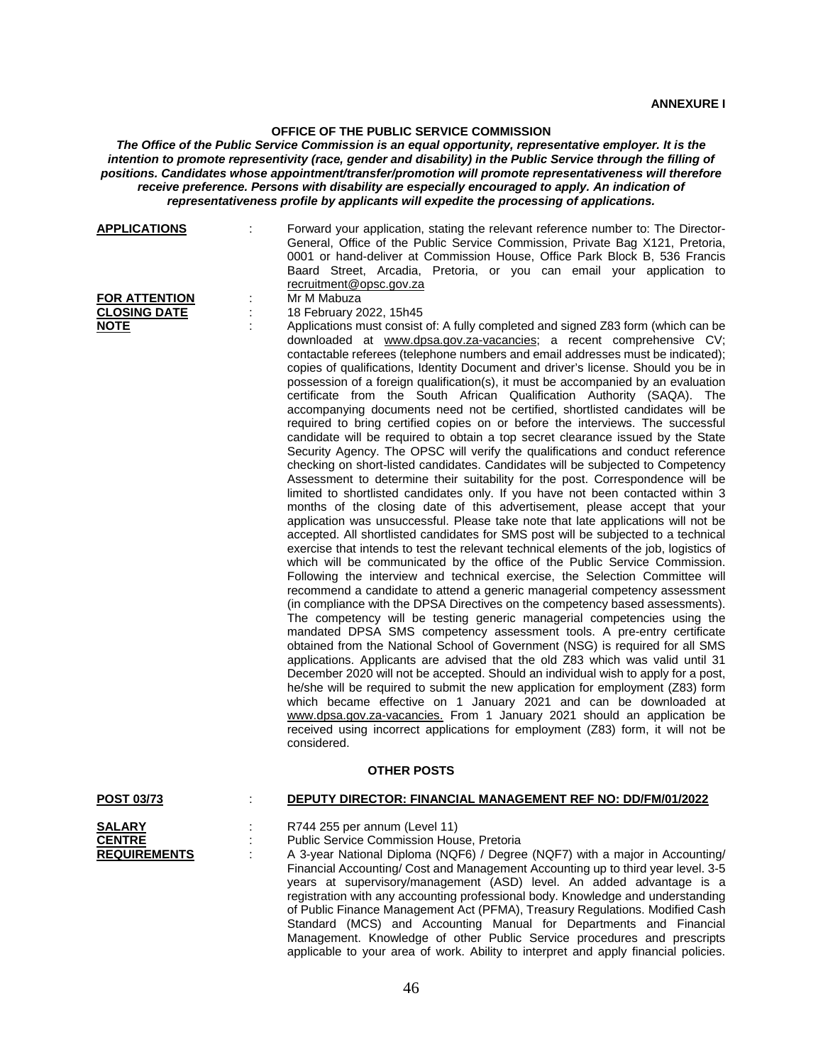**ANNEXURE I**

## OFFICE OF THE PUBLIC SERVICE COMMISSION

***The Office of the Public Service Commission is an equal opportunity, representative employer. It is the intention to promote representivity (race, gender and disability) in the Public Service through the filling of positions. Candidates whose appointment/transfer/promotion will promote representativeness will therefore receive preference. Persons with disability are especially encouraged to apply. An indication of representativeness profile by applicants will expedite the processing of applications.***

**APPLICATIONS** : Forward your application, stating the relevant reference number to: The Director-General, Office of the Public Service Commission, Private Bag X121, Pretoria, 0001 or hand-deliver at Commission House, Office Park Block B, 536 Francis Baard Street, Arcadia, Pretoria, or you can email your application to recruitment@opsc.gov.za

**FOR ATTENTION** : Mr M Mabuza

**CLOSING DATE** : 18 February 2022, 15h45

**NOTE** : Applications must consist of: A fully completed and signed Z83 form (which can be downloaded at www.dpsa.gov.za-vacancies; a recent comprehensive CV; contactable referees (telephone numbers and email addresses must be indicated); copies of qualifications, Identity Document and driver's license. Should you be in possession of a foreign qualification(s), it must be accompanied by an evaluation certificate from the South African Qualification Authority (SAQA). The accompanying documents need not be certified, shortlisted candidates will be required to bring certified copies on or before the interviews. The successful candidate will be required to obtain a top secret clearance issued by the State Security Agency. The OPSC will verify the qualifications and conduct reference checking on short-listed candidates. Candidates will be subjected to Competency Assessment to determine their suitability for the post. Correspondence will be limited to shortlisted candidates only. If you have not been contacted within 3 months of the closing date of this advertisement, please accept that your application was unsuccessful. Please take note that late applications will not be accepted. All shortlisted candidates for SMS post will be subjected to a technical exercise that intends to test the relevant technical elements of the job, logistics of which will be communicated by the office of the Public Service Commission. Following the interview and technical exercise, the Selection Committee will recommend a candidate to attend a generic managerial competency assessment (in compliance with the DPSA Directives on the competency based assessments). The competency will be testing generic managerial competencies using the mandated DPSA SMS competency assessment tools. A pre-entry certificate obtained from the National School of Government (NSG) is required for all SMS applications. Applicants are advised that the old Z83 which was valid until 31 December 2020 will not be accepted. Should an individual wish to apply for a post, he/she will be required to submit the new application for employment (Z83) form which became effective on 1 January 2021 and can be downloaded at www.dpsa.gov.za-vacancies. From 1 January 2021 should an application be received using incorrect applications for employment (Z83) form, it will not be considered.

### OTHER POSTS

**POST 03/73** : **DEPUTY DIRECTOR: FINANCIAL MANAGEMENT REF NO: DD/FM/01/2022**

**SALARY** : R744 255 per annum (Level 11)

**CENTRE** : Public Service Commission House, Pretoria

**REQUIREMENTS** : A 3-year National Diploma (NQF6) / Degree (NQF7) with a major in Accounting/ Financial Accounting/ Cost and Management Accounting up to third year level. 3-5 years at supervisory/management (ASD) level. An added advantage is a registration with any accounting professional body. Knowledge and understanding of Public Finance Management Act (PFMA), Treasury Regulations. Modified Cash Standard (MCS) and Accounting Manual for Departments and Financial Management. Knowledge of other Public Service procedures and prescripts applicable to your area of work. Ability to interpret and apply financial policies.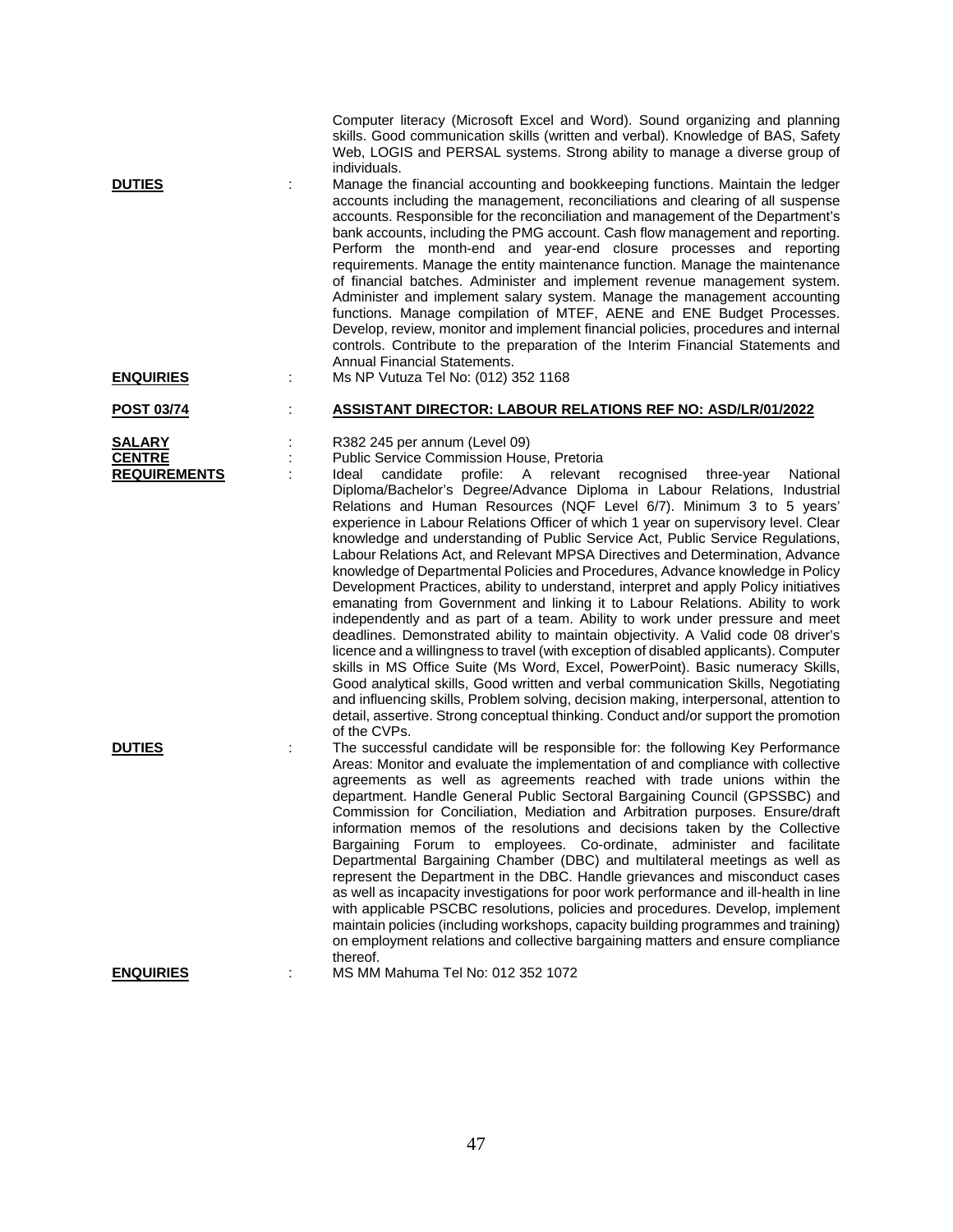Computer literacy (Microsoft Excel and Word). Sound organizing and planning skills. Good communication skills (written and verbal). Knowledge of BAS, Safety Web, LOGIS and PERSAL systems. Strong ability to manage a diverse group of individuals.

**DUTIES** : Manage the financial accounting and bookkeeping functions. Maintain the ledger accounts including the management, reconciliations and clearing of all suspense accounts. Responsible for the reconciliation and management of the Department's bank accounts, including the PMG account. Cash flow management and reporting. Perform the month-end and year-end closure processes and reporting requirements. Manage the entity maintenance function. Manage the maintenance of financial batches. Administer and implement revenue management system. Administer and implement salary system. Manage the management accounting functions. Manage compilation of MTEF, AENE and ENE Budget Processes. Develop, review, monitor and implement financial policies, procedures and internal controls. Contribute to the preparation of the Interim Financial Statements and Annual Financial Statements.

**ENQUIRIES** : Ms NP Vutuza Tel No: (012) 352 1168

**POST 03/74** : **ASSISTANT DIRECTOR: LABOUR RELATIONS REF NO: ASD/LR/01/2022**

**SALARY** : R382 245 per annum (Level 09)

**CENTRE** : Public Service Commission House, Pretoria

**REQUIREMENTS** : Ideal candidate profile: A relevant recognised three-year National Diploma/Bachelor's Degree/Advance Diploma in Labour Relations, Industrial Relations and Human Resources (NQF Level 6/7). Minimum 3 to 5 years' experience in Labour Relations Officer of which 1 year on supervisory level. Clear knowledge and understanding of Public Service Act, Public Service Regulations, Labour Relations Act, and Relevant MPSA Directives and Determination, Advance knowledge of Departmental Policies and Procedures, Advance knowledge in Policy Development Practices, ability to understand, interpret and apply Policy initiatives emanating from Government and linking it to Labour Relations. Ability to work independently and as part of a team. Ability to work under pressure and meet deadlines. Demonstrated ability to maintain objectivity. A Valid code 08 driver's licence and a willingness to travel (with exception of disabled applicants). Computer skills in MS Office Suite (Ms Word, Excel, PowerPoint). Basic numeracy Skills, Good analytical skills, Good written and verbal communication Skills, Negotiating and influencing skills, Problem solving, decision making, interpersonal, attention to detail, assertive. Strong conceptual thinking. Conduct and/or support the promotion of the CVPs.

**DUTIES** : The successful candidate will be responsible for: the following Key Performance Areas: Monitor and evaluate the implementation of and compliance with collective agreements as well as agreements reached with trade unions within the department. Handle General Public Sectoral Bargaining Council (GPSSBC) and Commission for Conciliation, Mediation and Arbitration purposes. Ensure/draft information memos of the resolutions and decisions taken by the Collective Bargaining Forum to employees. Co-ordinate, administer and facilitate Departmental Bargaining Chamber (DBC) and multilateral meetings as well as represent the Department in the DBC. Handle grievances and misconduct cases as well as incapacity investigations for poor work performance and ill-health in line with applicable PSCBC resolutions, policies and procedures. Develop, implement maintain policies (including workshops, capacity building programmes and training) on employment relations and collective bargaining matters and ensure compliance thereof.

**ENQUIRIES** : MS MM Mahuma Tel No: 012 352 1072